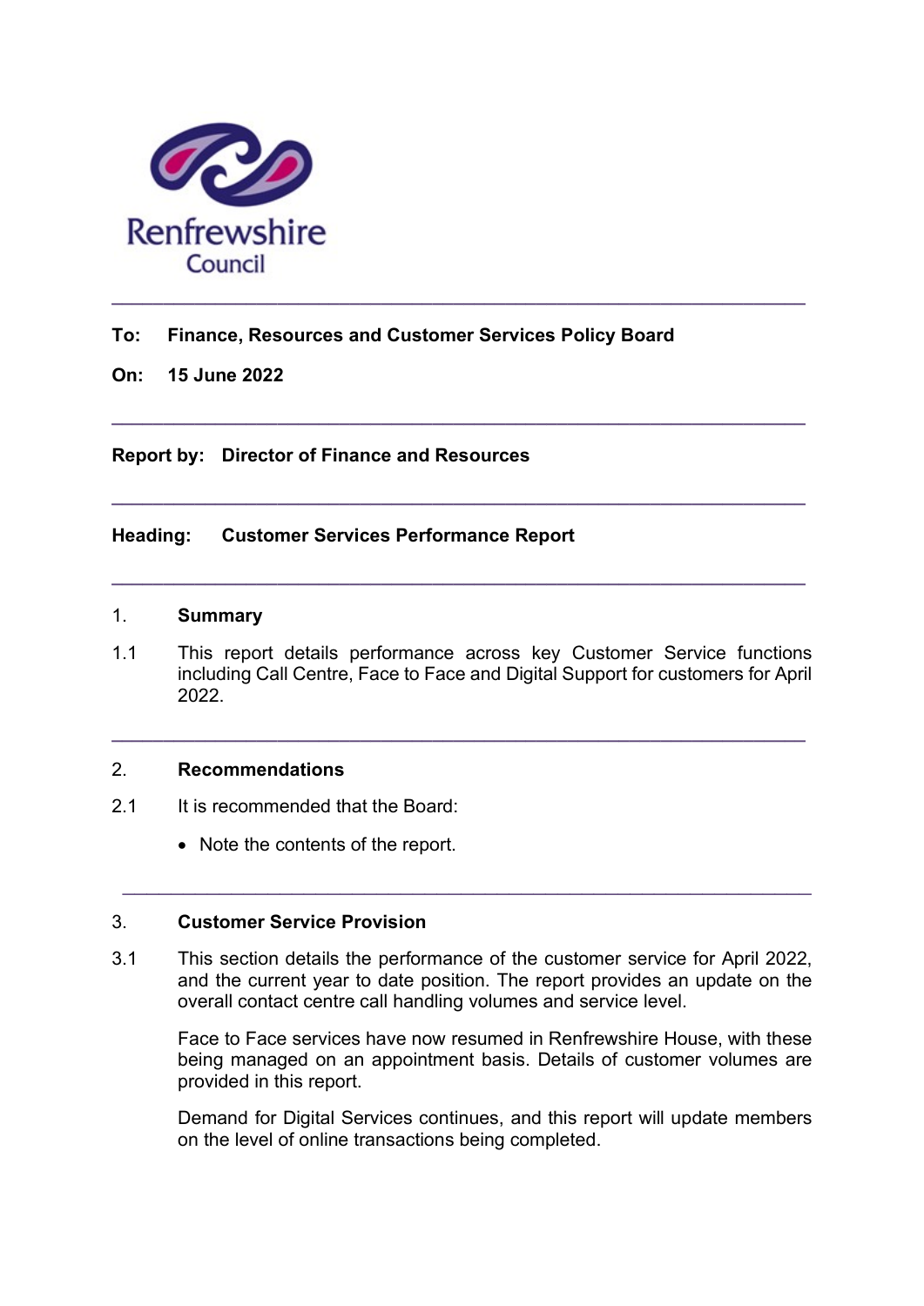Renfrewshire Council

---

**To: Finance, Resources and Customer Services Policy Board**

**On: 15 June 2022**

---

**Report by: Director of Finance and Resources**

---

**Heading: Customer Services Performance Report**

---

## 1. Summary

1.1 This report details performance across key Customer Service functions including Call Centre, Face to Face and Digital Support for customers for April 2022.

---

## 2. Recommendations

2.1 It is recommended that the Board:

- Note the contents of the report.

---

## 3. Customer Service Provision

3.1 This section details the performance of the customer service for April 2022, and the current year to date position. The report provides an update on the overall contact centre call handling volumes and service level.

Face to Face services have now resumed in Renfrewshire House, with these being managed on an appointment basis. Details of customer volumes are provided in this report.

Demand for Digital Services continues, and this report will update members on the level of online transactions being completed.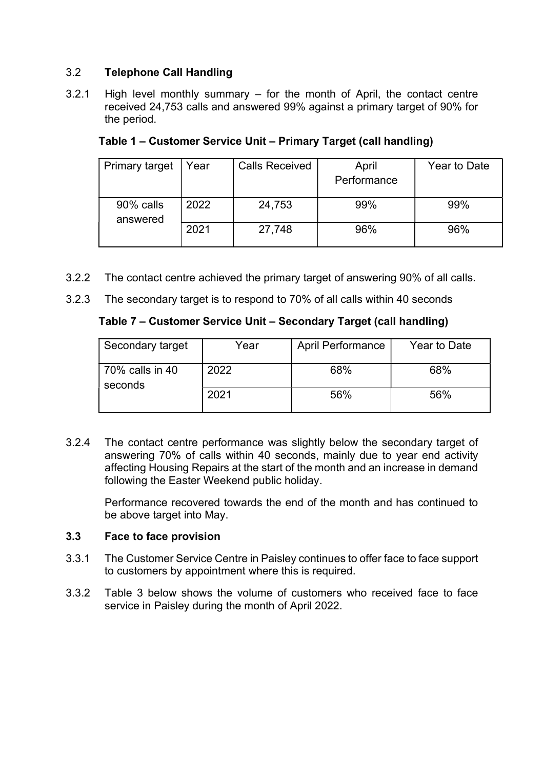### 3.2 **Telephone Call Handling**

3.2.1 High level monthly summary – for the month of April, the contact centre received 24,753 calls and answered 99% against a primary target of 90% for the period.

**Table 1 – Customer Service Unit – Primary Target (call handling)**

| Primary target | Year | Calls Received | April Performance | Year to Date |
|---|---|---|---|---|
| 90% calls answered | 2022 | 24,753 | 99% | 99% |
| | 2021 | 27,748 | 96% | 96% |

3.2.2 The contact centre achieved the primary target of answering 90% of all calls.

3.2.3 The secondary target is to respond to 70% of all calls within 40 seconds

**Table 7 – Customer Service Unit – Secondary Target (call handling)**

| Secondary target | Year | April Performance | Year to Date |
|---|---|---|---|
| 70% calls in 40 seconds | 2022 | 68% | 68% |
| | 2021 | 56% | 56% |

3.2.4 The contact centre performance was slightly below the secondary target of answering 70% of calls within 40 seconds, mainly due to year end activity affecting Housing Repairs at the start of the month and an increase in demand following the Easter Weekend public holiday.

Performance recovered towards the end of the month and has continued to be above target into May.

### 3.3 **Face to face provision**

3.3.1 The Customer Service Centre in Paisley continues to offer face to face support to customers by appointment where this is required.

3.3.2 Table 3 below shows the volume of customers who received face to face service in Paisley during the month of April 2022.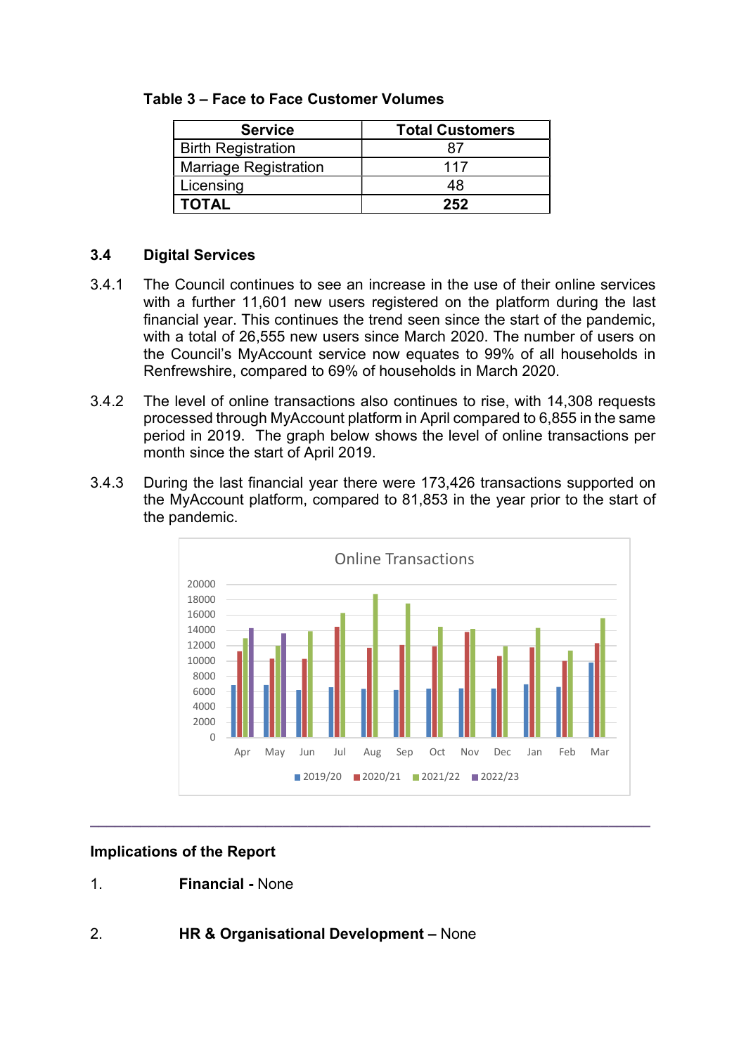**Table 3 – Face to Face Customer Volumes**

| Service | Total Customers |
|---|---|
| Birth Registration | 87 |
| Marriage Registration | 117 |
| Licensing | 48 |
| **TOTAL** | **252** |

### 3.4 Digital Services

3.4.1 The Council continues to see an increase in the use of their online services with a further 11,601 new users registered on the platform during the last financial year. This continues the trend seen since the start of the pandemic, with a total of 26,555 new users since March 2020. The number of users on the Council's MyAccount service now equates to 99% of all households in Renfrewshire, compared to 69% of households in March 2020.

3.4.2 The level of online transactions also continues to rise, with 14,308 requests processed through MyAccount platform in April compared to 6,855 in the same period in 2019. The graph below shows the level of online transactions per month since the start of April 2019.

3.4.3 During the last financial year there were 173,426 transactions supported on the MyAccount platform, compared to 81,853 in the year prior to the start of the pandemic.

Online Transactions

---

**Implications of the Report**

1. **Financial -** None

2. **HR & Organisational Development –** None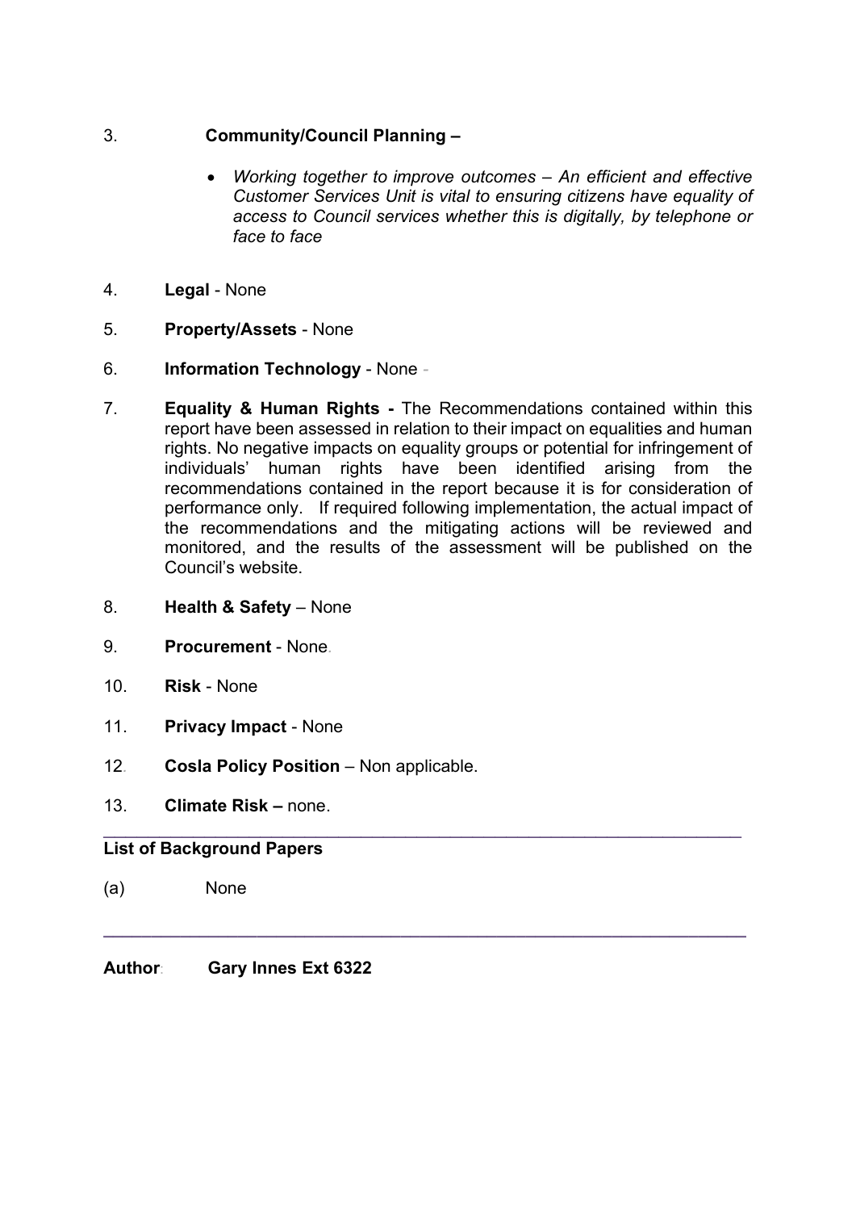3. **Community/Council Planning –**

   - *Working together to improve outcomes – An efficient and effective Customer Services Unit is vital to ensuring citizens have equality of access to Council services whether this is digitally, by telephone or face to face*

4. **Legal** - None

5. **Property/Assets** - None

6. **Information Technology** - None -

7. **Equality & Human Rights -** The Recommendations contained within this report have been assessed in relation to their impact on equalities and human rights. No negative impacts on equality groups or potential for infringement of individuals' human rights have been identified arising from the recommendations contained in the report because it is for consideration of performance only. If required following implementation, the actual impact of the recommendations and the mitigating actions will be reviewed and monitored, and the results of the assessment will be published on the Council's website.

8. **Health & Safety** – None

9. **Procurement** - None.

10. **Risk** - None

11. **Privacy Impact** - None

12. **Cosla Policy Position** – Non applicable.

13. **Climate Risk –** none.

---

**List of Background Papers**

(a) None

---

**Author**: **Gary Innes Ext 6322**